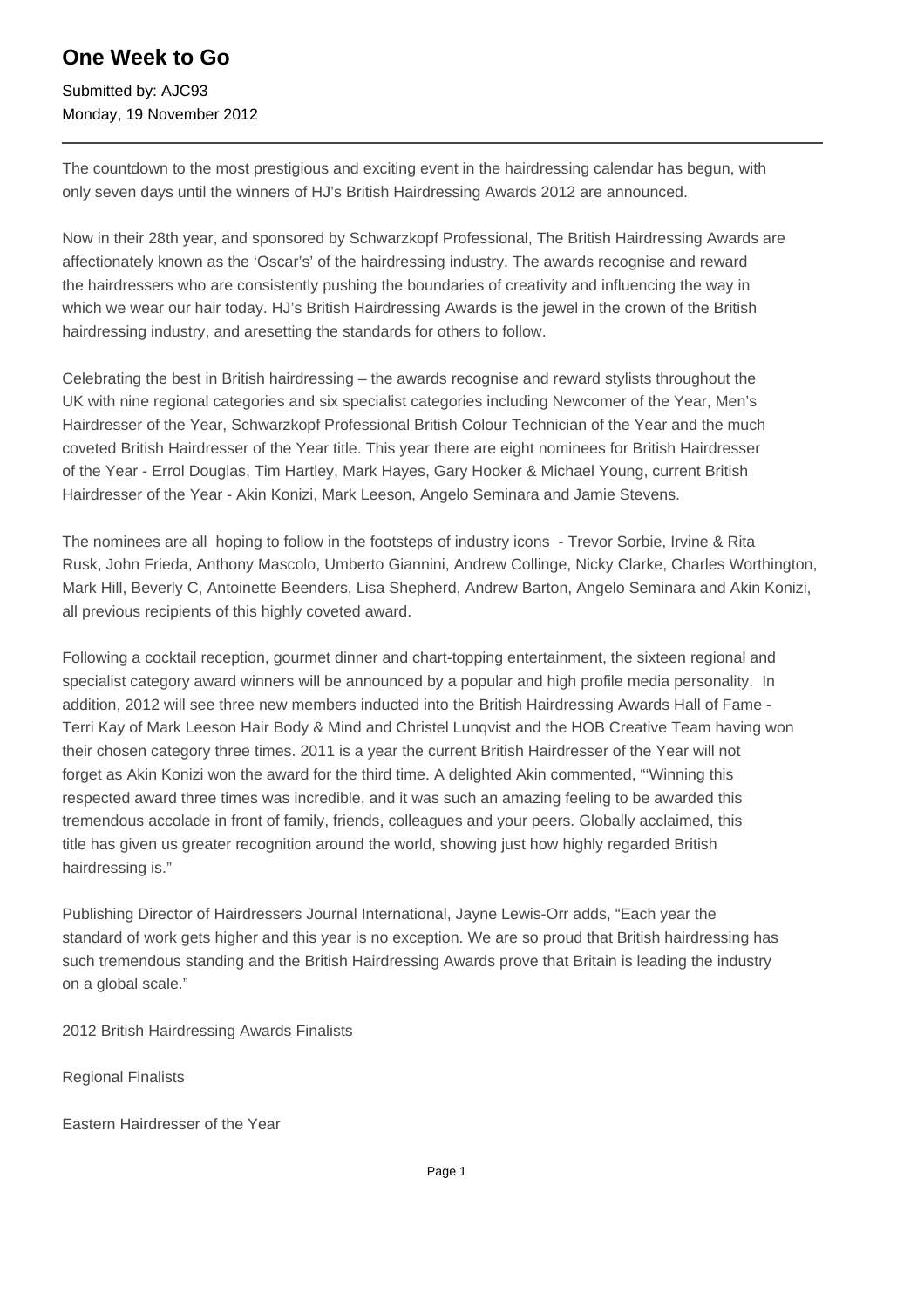# One Week to Go

Submitted by: AJC93
Monday, 19 November 2012

---

The countdown to the most prestigious and exciting event in the hairdressing calendar has begun, with only seven days until the winners of HJ's British Hairdressing Awards 2012 are announced.

Now in their 28th year, and sponsored by Schwarzkopf Professional, The British Hairdressing Awards are affectionately known as the 'Oscar's' of the hairdressing industry. The awards recognise and reward the hairdressers who are consistently pushing the boundaries of creativity and influencing the way in which we wear our hair today. HJ's British Hairdressing Awards is the jewel in the crown of the British hairdressing industry, and aresetting the standards for others to follow.

Celebrating the best in British hairdressing – the awards recognise and reward stylists throughout the UK with nine regional categories and six specialist categories including Newcomer of the Year, Men's Hairdresser of the Year, Schwarzkopf Professional British Colour Technician of the Year and the much coveted British Hairdresser of the Year title. This year there are eight nominees for British Hairdresser of the Year - Errol Douglas, Tim Hartley, Mark Hayes, Gary Hooker & Michael Young, current British Hairdresser of the Year - Akin Konizi, Mark Leeson, Angelo Seminara and Jamie Stevens.

The nominees are all hoping to follow in the footsteps of industry icons - Trevor Sorbie, Irvine & Rita Rusk, John Frieda, Anthony Mascolo, Umberto Giannini, Andrew Collinge, Nicky Clarke, Charles Worthington, Mark Hill, Beverly C, Antoinette Beenders, Lisa Shepherd, Andrew Barton, Angelo Seminara and Akin Konizi, all previous recipients of this highly coveted award.

Following a cocktail reception, gourmet dinner and chart-topping entertainment, the sixteen regional and specialist category award winners will be announced by a popular and high profile media personality. In addition, 2012 will see three new members inducted into the British Hairdressing Awards Hall of Fame - Terri Kay of Mark Leeson Hair Body & Mind and Christel Lunqvist and the HOB Creative Team having won their chosen category three times. 2011 is a year the current British Hairdresser of the Year will not forget as Akin Konizi won the award for the third time. A delighted Akin commented, "'Winning this respected award three times was incredible, and it was such an amazing feeling to be awarded this tremendous accolade in front of family, friends, colleagues and your peers. Globally acclaimed, this title has given us greater recognition around the world, showing just how highly regarded British hairdressing is."

Publishing Director of Hairdressers Journal International, Jayne Lewis-Orr adds, "Each year the standard of work gets higher and this year is no exception. We are so proud that British hairdressing has such tremendous standing and the British Hairdressing Awards prove that Britain is leading the industry on a global scale."

2012 British Hairdressing Awards Finalists

Regional Finalists

Eastern Hairdresser of the Year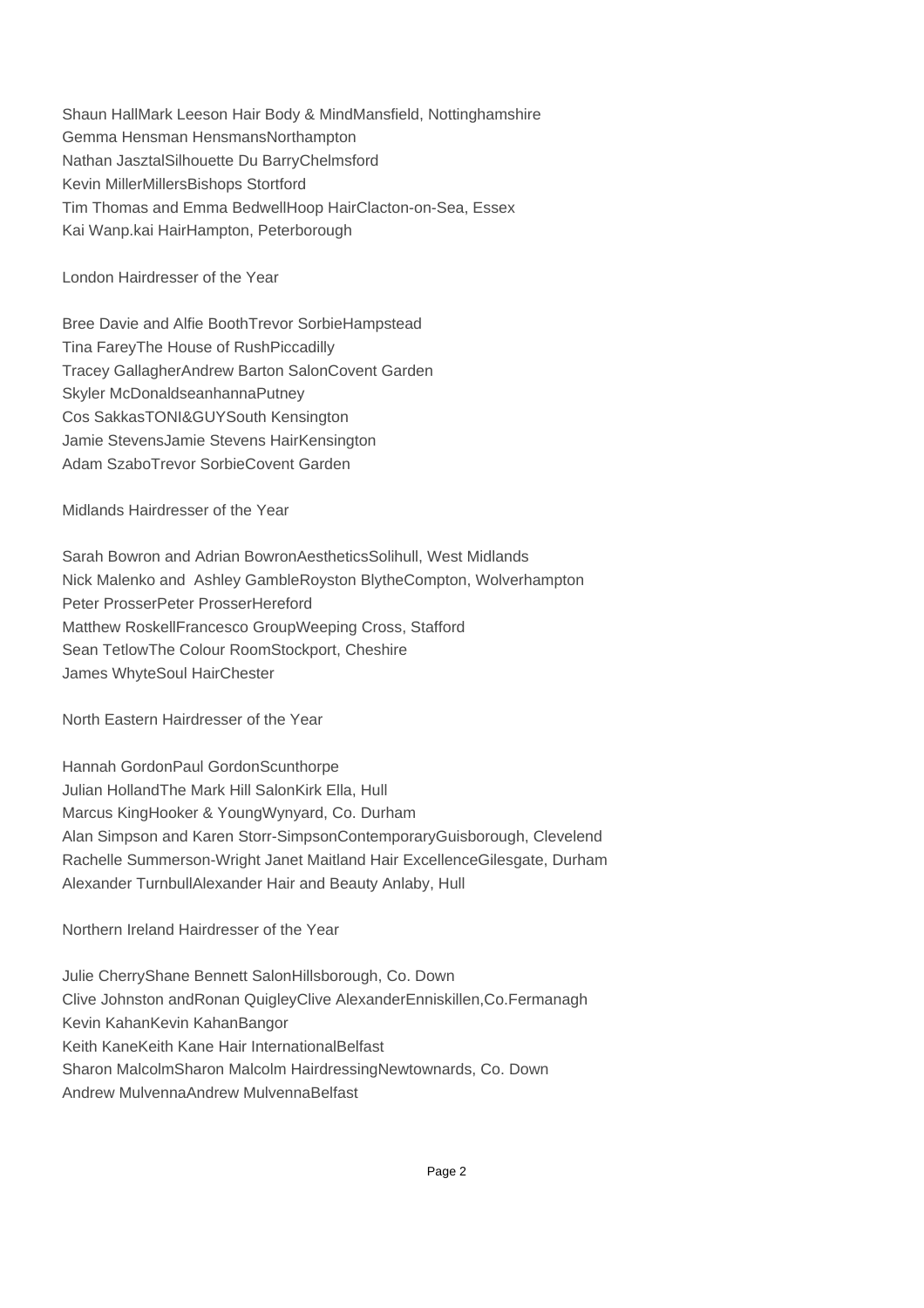Shaun HallMark Leeson Hair Body & MindMansfield, Nottinghamshire
Gemma Hensman HensmansNorthampton
Nathan JasztalSilhouette Du BarryChelmsford
Kevin MillerMillersBishops Stortford
Tim Thomas and Emma BedwellHoop HairClacton-on-Sea, Essex
Kai Wanp.kai HairHampton, Peterborough

London Hairdresser of the Year

Bree Davie and Alfie BoothTrevor SorbieHampstead
Tina FareyThe House of RushPiccadilly
Tracey GallagherAndrew Barton SalonCovent Garden
Skyler McDonaldseanhannaPutney
Cos SakkasTONI&GUYSouth Kensington
Jamie StevensJamie Stevens HairKensington
Adam SzaboTrevor SorbieCovent Garden

Midlands Hairdresser of the Year

Sarah Bowron and Adrian BowronAestheticsSolihull, West Midlands
Nick Malenko and Ashley GambleRoyston BlytheCompton, Wolverhampton
Peter ProsserPeter ProsserHereford
Matthew RoskellFrancesco GroupWeeping Cross, Stafford
Sean TetlowThe Colour RoomStockport, Cheshire
James WhyteSoul HairChester

North Eastern Hairdresser of the Year

Hannah GordonPaul GordonScunthorpe
Julian HollandThe Mark Hill SalonKirk Ella, Hull
Marcus KingHooker & YoungWynyard, Co. Durham
Alan Simpson and Karen Storr-SimpsonContemporaryGuisborough, Clevelend
Rachelle Summerson-Wright Janet Maitland Hair ExcellenceGilesgate, Durham
Alexander TurnbullAlexander Hair and Beauty Anlaby, Hull

Northern Ireland Hairdresser of the Year

Julie CherryShane Bennett SalonHillsborough, Co. Down
Clive Johnston andRonan QuigleyClive AlexanderEnniskillen,Co.Fermanagh
Kevin KahanKevin KahanBangor
Keith KaneKeith Kane Hair InternationalBelfast
Sharon MalcolmSharon Malcolm HairdressingNewtownards, Co. Down
Andrew MulvennaAndrew MulvennaBelfast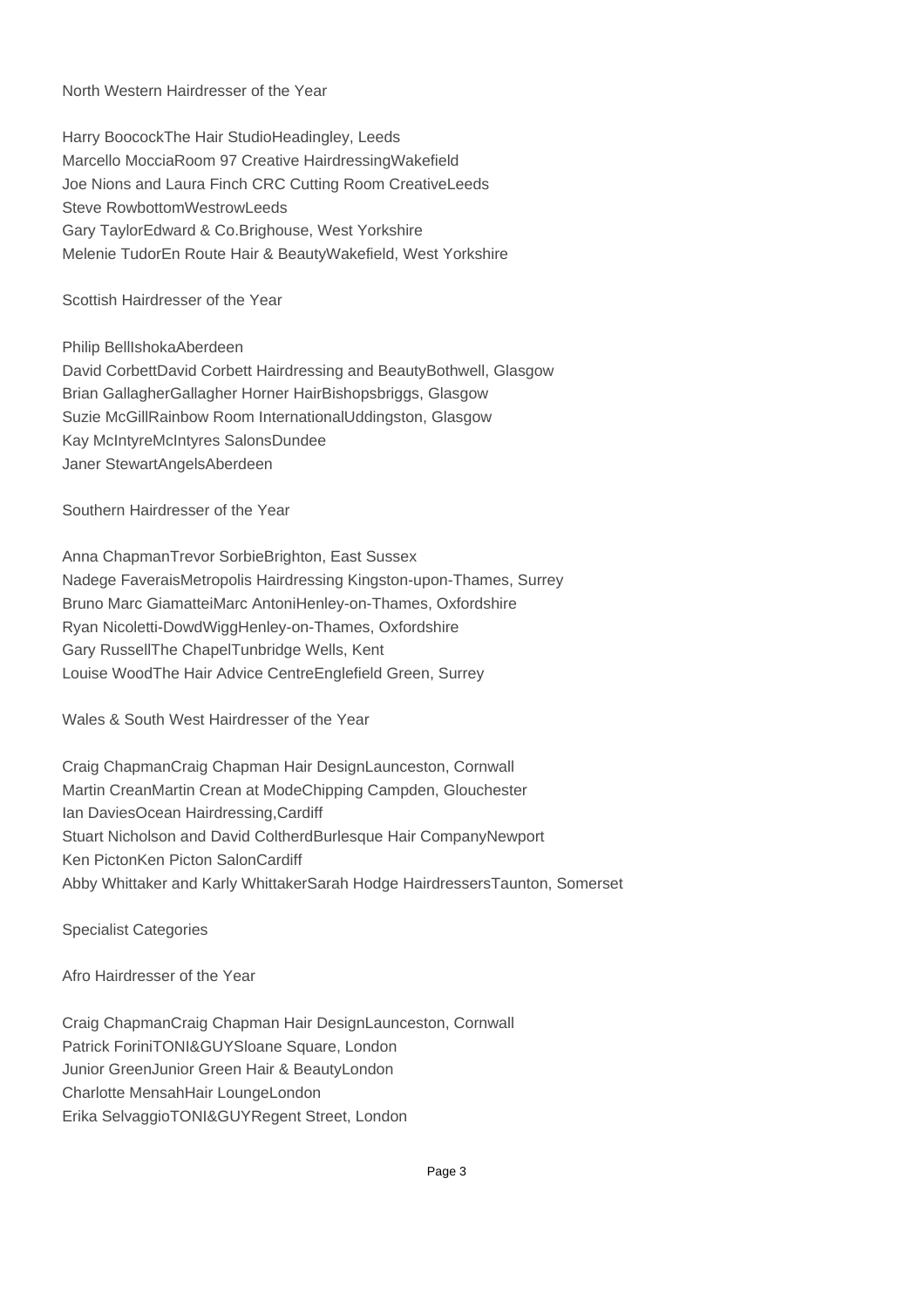North Western Hairdresser of the Year

Harry BoocockThe Hair StudioHeadingley, Leeds
Marcello MocciaRoom 97 Creative HairdressingWakefield
Joe Nions and Laura Finch CRC Cutting Room CreativeLeeds
Steve RowbottomWestrowLeeds
Gary TaylorEdward & Co.Brighouse, West Yorkshire
Melenie TudorEn Route Hair & BeautyWakefield, West Yorkshire

Scottish Hairdresser of the Year

Philip BellIshokaAberdeen
David CorbettDavid Corbett Hairdressing and BeautyBothwell, Glasgow
Brian GallagherGallagher Horner HairBishopsbriggs, Glasgow
Suzie McGillRainbow Room InternationalUddingston, Glasgow
Kay McIntyreMcIntyres SalonsDundee
Janer StewartAngelsAberdeen

Southern Hairdresser of the Year

Anna ChapmanTrevor SorbieBrighton, East Sussex
Nadege FaveraisMetropolis Hairdressing Kingston-upon-Thames, Surrey
Bruno Marc GiamatteiMarc AntoniHenley-on-Thames, Oxfordshire
Ryan Nicoletti-DowdWiggHenley-on-Thames, Oxfordshire
Gary RussellThe ChapelTunbridge Wells, Kent
Louise WoodThe Hair Advice CentreEnglefield Green, Surrey

Wales & South West Hairdresser of the Year

Craig ChapmanCraig Chapman Hair DesignLaunceston, Cornwall
Martin CreanMartin Crean at ModeChipping Campden, Glouchester
Ian DaviesOcean Hairdressing,Cardiff
Stuart Nicholson and David ColtherdBurlesque Hair CompanyNewport
Ken PictonKen Picton SalonCardiff
Abby Whittaker and Karly WhittakerSarah Hodge HairdressersTaunton, Somerset

Specialist Categories

Afro Hairdresser of the Year

Craig ChapmanCraig Chapman Hair DesignLaunceston, Cornwall
Patrick ForiniTONI&GUYSloane Square, London
Junior GreenJunior Green Hair & BeautyLondon
Charlotte MensahHair LoungeLondon
Erika SelvaggioTONI&GUYRegent Street, London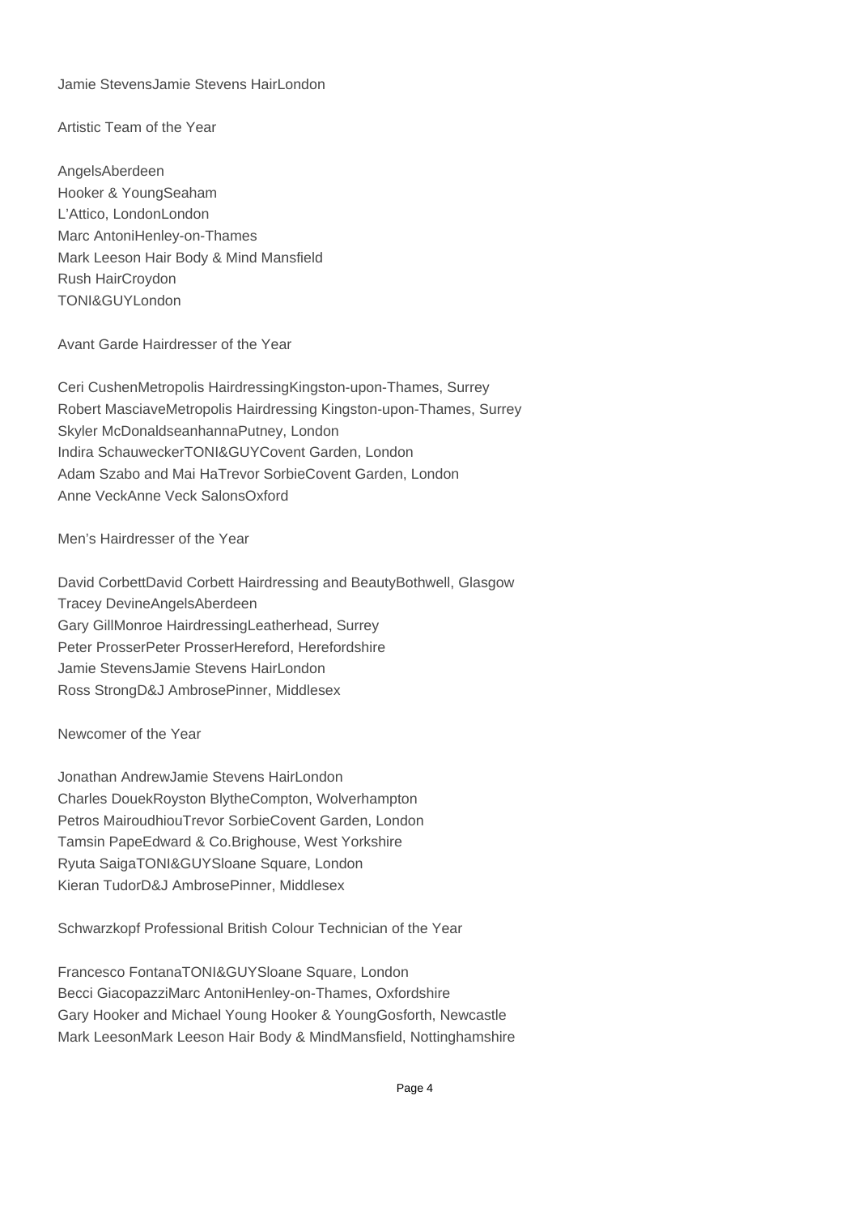Jamie StevensJamie Stevens HairLondon

Artistic Team of the Year

AngelsAberdeen
Hooker & YoungSeaham
L'Attico, LondonLondon
Marc AntoniHenley-on-Thames
Mark Leeson Hair Body & Mind Mansfield
Rush HairCroydon
TONI&GUYLondon

Avant Garde Hairdresser of the Year

Ceri CushenMetropolis HairdressingKingston-upon-Thames, Surrey
Robert MasciaveMetropolis Hairdressing Kingston-upon-Thames, Surrey
Skyler McDonaldseanhannaPutney, London
Indira SchauweckerTONI&GUYCovent Garden, London
Adam Szabo and Mai HaTrevor SorbieCovent Garden, London
Anne VeckAnne Veck SalonsOxford

Men's Hairdresser of the Year

David CorbettDavid Corbett Hairdressing and BeautyBothwell, Glasgow
Tracey DevineAngelsAberdeen
Gary GillMonroe HairdressingLeatherhead, Surrey
Peter ProsserPeter ProsserHereford, Herefordshire
Jamie StevensJamie Stevens HairLondon
Ross StrongD&J AmbrosePinner, Middlesex

Newcomer of the Year

Jonathan AndrewJamie Stevens HairLondon
Charles DouekRoyston BlytheCompton, Wolverhampton
Petros MairoudhiouTrevor SorbieCovent Garden, London
Tamsin PapeEdward & Co.Brighouse, West Yorkshire
Ryuta SaigaTONI&GUYSloane Square, London
Kieran TudorD&J AmbrosePinner, Middlesex

Schwarzkopf Professional British Colour Technician of the Year

Francesco FontanaTONI&GUYSloane Square, London
Becci GiacopazziMarc AntoniHenley-on-Thames, Oxfordshire
Gary Hooker and Michael Young Hooker & YoungGosforth, Newcastle
Mark LeesonMark Leeson Hair Body & MindMansfield, Nottinghamshire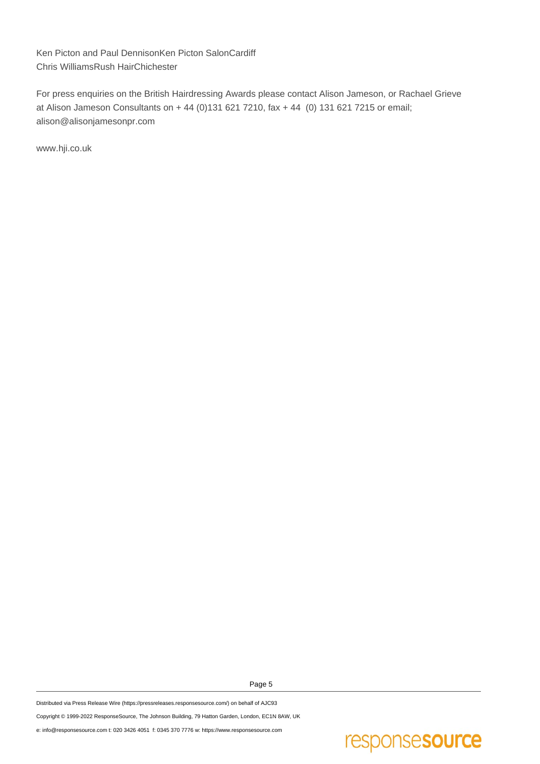Ken Picton and Paul DennisonKen Picton SalonCardiff
Chris WilliamsRush HairChichester

For press enquiries on the British Hairdressing Awards please contact Alison Jameson, or Rachael Grieve at Alison Jameson Consultants on + 44 (0)131 621 7210, fax + 44 (0) 131 621 7215 or email; alison@alisonjamesonpr.com

www.hji.co.uk